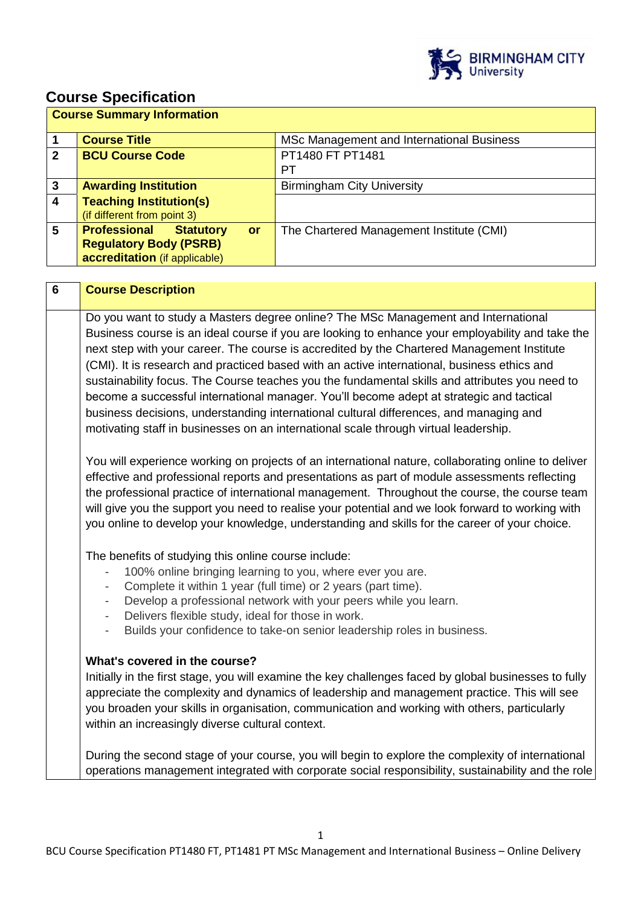# Course Specification

| Course Summary Information | | |
|---|---|---|
| 1 | **Course Title** | MSc Management and International Business |
| 2 | **BCU Course Code** | PT1480 FT PT1481 PT |
| 3 | **Awarding Institution** | Birmingham City University |
| 4 | **Teaching Institution(s)** (if different from point 3) | |
| 5 | **Professional Statutory or Regulatory Body (PSRB) accreditation** (if applicable) | The Chartered Management Institute (CMI) |

| 6 | Course Description |
|---|---|

Do you want to study a Masters degree online? The MSc Management and International Business course is an ideal course if you are looking to enhance your employability and take the next step with your career. The course is accredited by the Chartered Management Institute (CMI). It is research and practiced based with an active international, business ethics and sustainability focus. The Course teaches you the fundamental skills and attributes you need to become a successful international manager. You'll become adept at strategic and tactical business decisions, understanding international cultural differences, and managing and motivating staff in businesses on an international scale through virtual leadership.

You will experience working on projects of an international nature, collaborating online to deliver effective and professional reports and presentations as part of module assessments reflecting the professional practice of international management. Throughout the course, the course team will give you the support you need to realise your potential and we look forward to working with you online to develop your knowledge, understanding and skills for the career of your choice.

The benefits of studying this online course include:

- 100% online bringing learning to you, where ever you are.
- Complete it within 1 year (full time) or 2 years (part time).
- Develop a professional network with your peers while you learn.
- Delivers flexible study, ideal for those in work.
- Builds your confidence to take-on senior leadership roles in business.

**What's covered in the course?**

Initially in the first stage, you will examine the key challenges faced by global businesses to fully appreciate the complexity and dynamics of leadership and management practice. This will see you broaden your skills in organisation, communication and working with others, particularly within an increasingly diverse cultural context.

During the second stage of your course, you will begin to explore the complexity of international operations management integrated with corporate social responsibility, sustainability and the role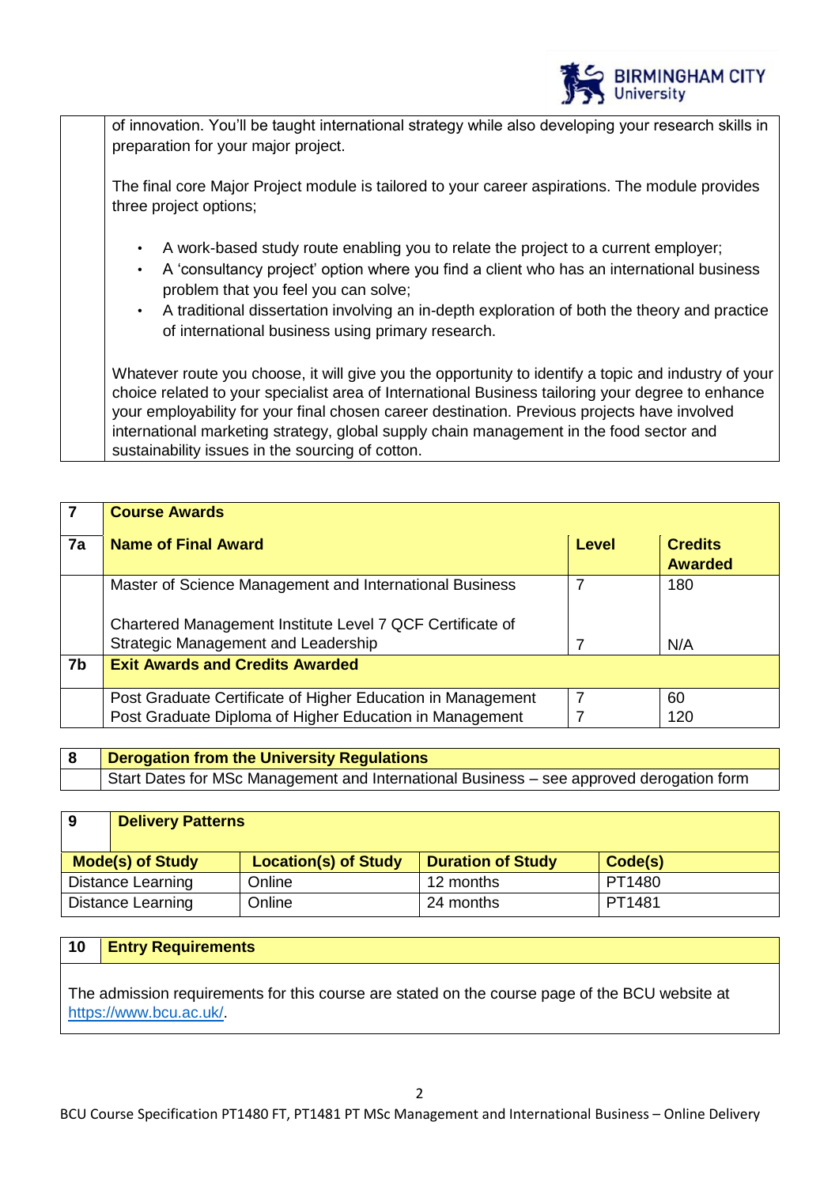| | |
|---|---|
| | of innovation. You'll be taught international strategy while also developing your research skills in preparation for your major project.<br><br>The final core Major Project module is tailored to your career aspirations. The module provides three project options;<br><br>• A work-based study route enabling you to relate the project to a current employer;<br>• A 'consultancy project' option where you find a client who has an international business problem that you feel you can solve;<br>• A traditional dissertation involving an in-depth exploration of both the theory and practice of international business using primary research.<br><br>Whatever route you choose, it will give you the opportunity to identify a topic and industry of your choice related to your specialist area of International Business tailoring your degree to enhance your employability for your final chosen career destination. Previous projects have involved international marketing strategy, global supply chain management in the food sector and sustainability issues in the sourcing of cotton. |

| **7** | **Course Awards** | | |
|---|---|---|---|
| **7a** | **Name of Final Award** | **Level** | **Credits Awarded** |
| | Master of Science Management and International Business | 7 | 180 |
| | Chartered Management Institute Level 7 QCF Certificate of Strategic Management and Leadership | 7 | N/A |
| **7b** | **Exit Awards and Credits Awarded** | | |
| | Post Graduate Certificate of Higher Education in Management | 7 | 60 |
| | Post Graduate Diploma of Higher Education in Management | 7 | 120 |

| **8** | **Derogation from the University Regulations** |
|---|---|
| | Start Dates for MSc Management and International Business – see approved derogation form |

| **9** | **Delivery Patterns** | | |
|---|---|---|---|
| **Mode(s) of Study** | **Location(s) of Study** | **Duration of Study** | **Code(s)** |
| Distance Learning | Online | 12 months | PT1480 |
| Distance Learning | Online | 24 months | PT1481 |

| **10** | **Entry Requirements** |
|---|---|
| The admission requirements for this course are stated on the course page of the BCU website at https://www.bcu.ac.uk/. | |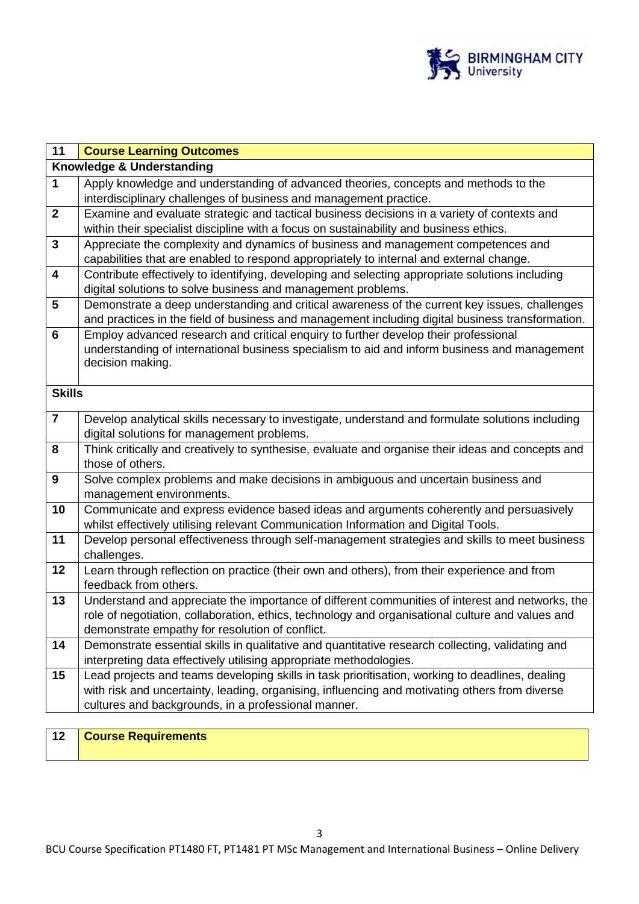| 11 | Course Learning Outcomes |
|---|---|
| **Knowledge & Understanding** | |
| 1 | Apply knowledge and understanding of advanced theories, concepts and methods to the interdisciplinary challenges of business and management practice. |
| 2 | Examine and evaluate strategic and tactical business decisions in a variety of contexts and within their specialist discipline with a focus on sustainability and business ethics. |
| 3 | Appreciate the complexity and dynamics of business and management competences and capabilities that are enabled to respond appropriately to internal and external change. |
| 4 | Contribute effectively to identifying, developing and selecting appropriate solutions including digital solutions to solve business and management problems. |
| 5 | Demonstrate a deep understanding and critical awareness of the current key issues, challenges and practices in the field of business and management including digital business transformation. |
| 6 | Employ advanced research and critical enquiry to further develop their professional understanding of international business specialism to aid and inform business and management decision making. |
| **Skills** | |
| 7 | Develop analytical skills necessary to investigate, understand and formulate solutions including digital solutions for management problems. |
| 8 | Think critically and creatively to synthesise, evaluate and organise their ideas and concepts and those of others. |
| 9 | Solve complex problems and make decisions in ambiguous and uncertain business and management environments. |
| 10 | Communicate and express evidence based ideas and arguments coherently and persuasively whilst effectively utilising relevant Communication Information and Digital Tools. |
| 11 | Develop personal effectiveness through self-management strategies and skills to meet business challenges. |
| 12 | Learn through reflection on practice (their own and others), from their experience and from feedback from others. |
| 13 | Understand and appreciate the importance of different communities of interest and networks, the role of negotiation, collaboration, ethics, technology and organisational culture and values and demonstrate empathy for resolution of conflict. |
| 14 | Demonstrate essential skills in qualitative and quantitative research collecting, validating and interpreting data effectively utilising appropriate methodologies. |
| 15 | Lead projects and teams developing skills in task prioritisation, working to deadlines, dealing with risk and uncertainty, leading, organising, influencing and motivating others from diverse cultures and backgrounds, in a professional manner. |

| 12 | Course Requirements |
|---|---|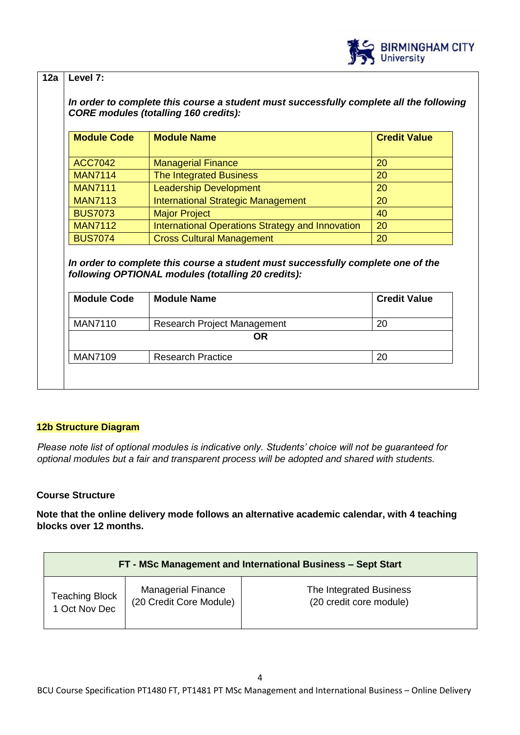| 12a | Level 7: |
|---|---|

***In order to complete this course a student must successfully complete all the following CORE modules (totalling 160 credits):***

| Module Code | Module Name | Credit Value |
|---|---|---|
| ACC7042 | Managerial Finance | 20 |
| MAN7114 | The Integrated Business | 20 |
| MAN7111 | Leadership Development | 20 |
| MAN7113 | International Strategic Management | 20 |
| BUS7073 | Major Project | 40 |
| MAN7112 | International Operations Strategy and Innovation | 20 |
| BUS7074 | Cross Cultural Management | 20 |

***In order to complete this course a student must successfully complete one of the following OPTIONAL modules (totalling 20 credits):***

| Module Code | Module Name | Credit Value |
|---|---|---|
| MAN7110 | Research Project Management | 20 |
| | **OR** | |
| MAN7109 | Research Practice | 20 |

**12b Structure Diagram**

*Please note list of optional modules is indicative only. Students' choice will not be guaranteed for optional modules but a fair and transparent process will be adopted and shared with students.*

**Course Structure**

**Note that the online delivery mode follows an alternative academic calendar, with 4 teaching blocks over 12 months.**

| FT - MSc Management and International Business – Sept Start | | |
|---|---|---|
| Teaching Block 1 Oct Nov Dec | Managerial Finance (20 Credit Core Module) | The Integrated Business (20 credit core module) |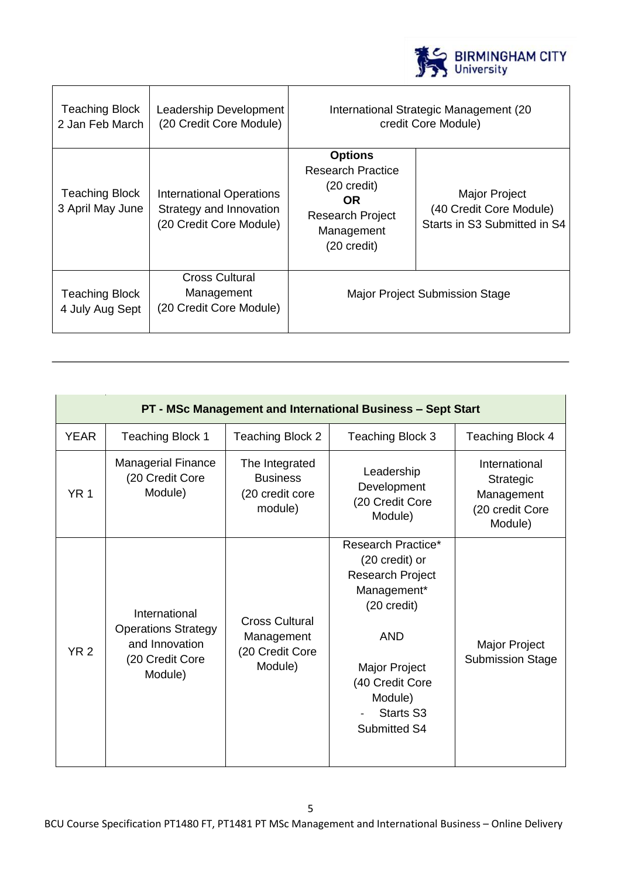| | | | |
|---|---|---|---|
| Teaching Block 2 Jan Feb March | Leadership Development (20 Credit Core Module) | International Strategic Management (20 credit Core Module) | |
| Teaching Block 3 April May June | International Operations Strategy and Innovation (20 Credit Core Module) | **Options** Research Practice (20 credit) **OR** Research Project Management (20 credit) | Major Project (40 Credit Core Module) Starts in S3 Submitted in S4 |
| Teaching Block 4 July Aug Sept | Cross Cultural Management (20 Credit Core Module) | Major Project Submission Stage | |

---

| **PT - MSc Management and International Business – Sept Start** | | | | |
|---|---|---|---|---|
| YEAR | Teaching Block 1 | Teaching Block 2 | Teaching Block 3 | Teaching Block 4 |
| YR 1 | Managerial Finance (20 Credit Core Module) | The Integrated Business (20 credit core module) | Leadership Development (20 Credit Core Module) | International Strategic Management (20 credit Core Module) |
| YR 2 | International Operations Strategy and Innovation (20 Credit Core Module) | Cross Cultural Management (20 Credit Core Module) | Research Practice* (20 credit) or Research Project Management* (20 credit) AND Major Project (40 Credit Core Module) - Starts S3 Submitted S4 | Major Project Submission Stage |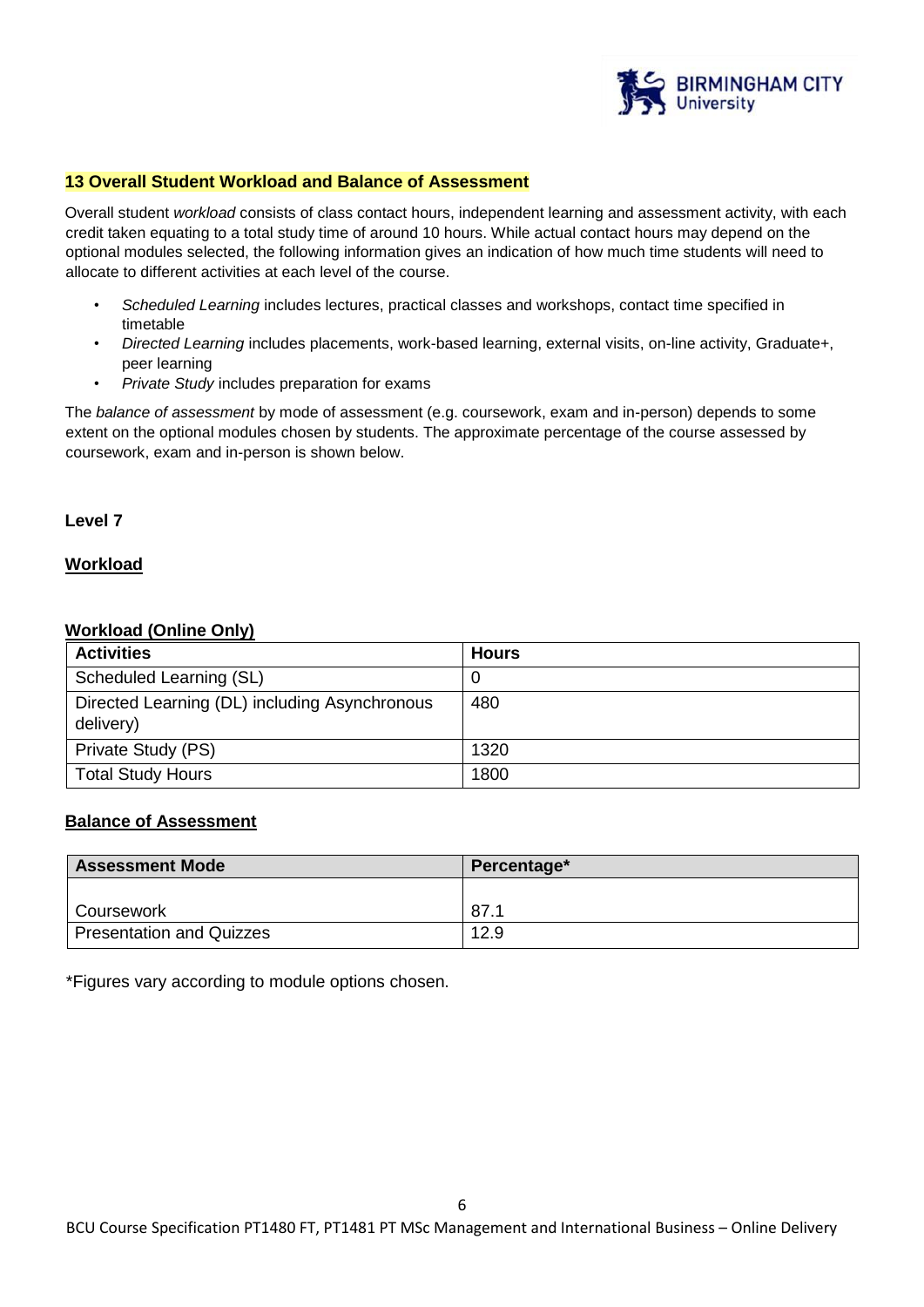## 13 Overall Student Workload and Balance of Assessment

Overall student *workload* consists of class contact hours, independent learning and assessment activity, with each credit taken equating to a total study time of around 10 hours. While actual contact hours may depend on the optional modules selected, the following information gives an indication of how much time students will need to allocate to different activities at each level of the course.

- *Scheduled Learning* includes lectures, practical classes and workshops, contact time specified in timetable
- *Directed Learning* includes placements, work-based learning, external visits, on-line activity, Graduate+, peer learning
- *Private Study* includes preparation for exams

The *balance of assessment* by mode of assessment (e.g. coursework, exam and in-person) depends to some extent on the optional modules chosen by students. The approximate percentage of the course assessed by coursework, exam and in-person is shown below.

**Level 7**

**Workload**

**Workload (Online Only)**

| Activities | Hours |
| --- | --- |
| Scheduled Learning (SL) | 0 |
| Directed Learning (DL) including Asynchronous delivery) | 480 |
| Private Study (PS) | 1320 |
| Total Study Hours | 1800 |

**Balance of Assessment**

| Assessment Mode | Percentage* |
| --- | --- |
| Coursework | 87.1 |
| Presentation and Quizzes | 12.9 |

*Figures vary according to module options chosen.